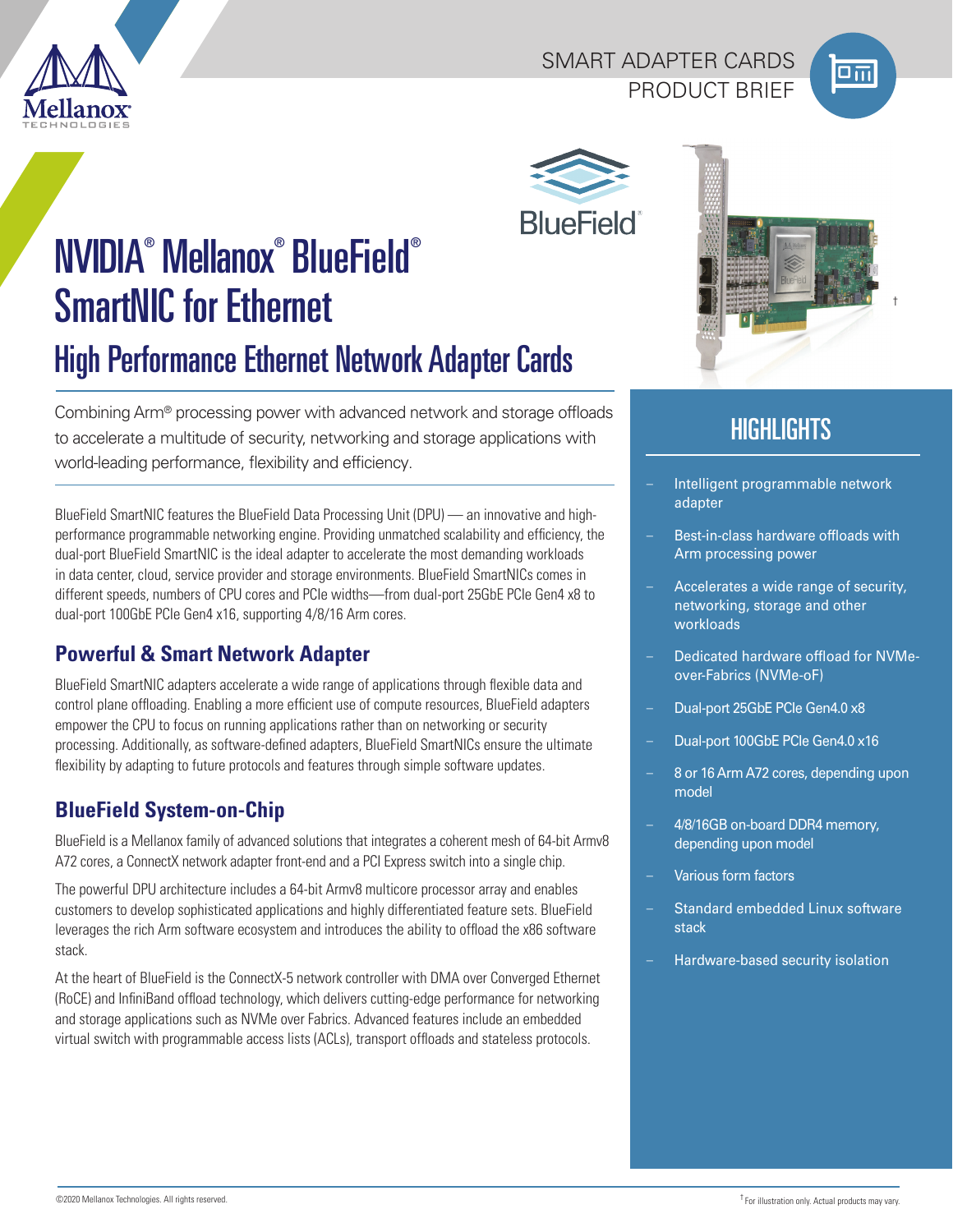SMART ADAPTER CARDS
PRODUCT BRIEF

# NVIDIA® Mellanox® BlueField® SmartNIC for Ethernet

## High Performance Ethernet Network Adapter Cards

Combining Arm® processing power with advanced network and storage offloads to accelerate a multitude of security, networking and storage applications with world-leading performance, flexibility and efficiency.

BlueField SmartNIC features the BlueField Data Processing Unit (DPU) — an innovative and high-performance programmable networking engine. Providing unmatched scalability and efficiency, the dual-port BlueField SmartNIC is the ideal adapter to accelerate the most demanding workloads in data center, cloud, service provider and storage environments. BlueField SmartNICs comes in different speeds, numbers of CPU cores and PCIe widths—from dual-port 25GbE PCIe Gen4 x8 to dual-port 100GbE PCIe Gen4 x16, supporting 4/8/16 Arm cores.

### Powerful & Smart Network Adapter

BlueField SmartNIC adapters accelerate a wide range of applications through flexible data and control plane offloading. Enabling a more efficient use of compute resources, BlueField adapters empower the CPU to focus on running applications rather than on networking or security processing. Additionally, as software-defined adapters, BlueField SmartNICs ensure the ultimate flexibility by adapting to future protocols and features through simple software updates.

### BlueField System-on-Chip

BlueField is a Mellanox family of advanced solutions that integrates a coherent mesh of 64-bit Armv8 A72 cores, a ConnectX network adapter front-end and a PCI Express switch into a single chip.

The powerful DPU architecture includes a 64-bit Armv8 multicore processor array and enables customers to develop sophisticated applications and highly differentiated feature sets. BlueField leverages the rich Arm software ecosystem and introduces the ability to offload the x86 software stack.

At the heart of BlueField is the ConnectX-5 network controller with DMA over Converged Ethernet (RoCE) and InfiniBand offload technology, which delivers cutting-edge performance for networking and storage applications such as NVMe over Fabrics. Advanced features include an embedded virtual switch with programmable access lists (ACLs), transport offloads and stateless protocols.

## HIGHLIGHTS

- Intelligent programmable network adapter
- Best-in-class hardware offloads with Arm processing power
- Accelerates a wide range of security, networking, storage and other workloads
- Dedicated hardware offload for NVMe-over-Fabrics (NVMe-oF)
- Dual-port 25GbE PCIe Gen4.0 x8
- Dual-port 100GbE PCIe Gen4.0 x16
- 8 or 16 Arm A72 cores, depending upon model
- 4/8/16GB on-board DDR4 memory, depending upon model
- Various form factors
- Standard embedded Linux software stack
- Hardware-based security isolation

† For illustration only. Actual products may vary.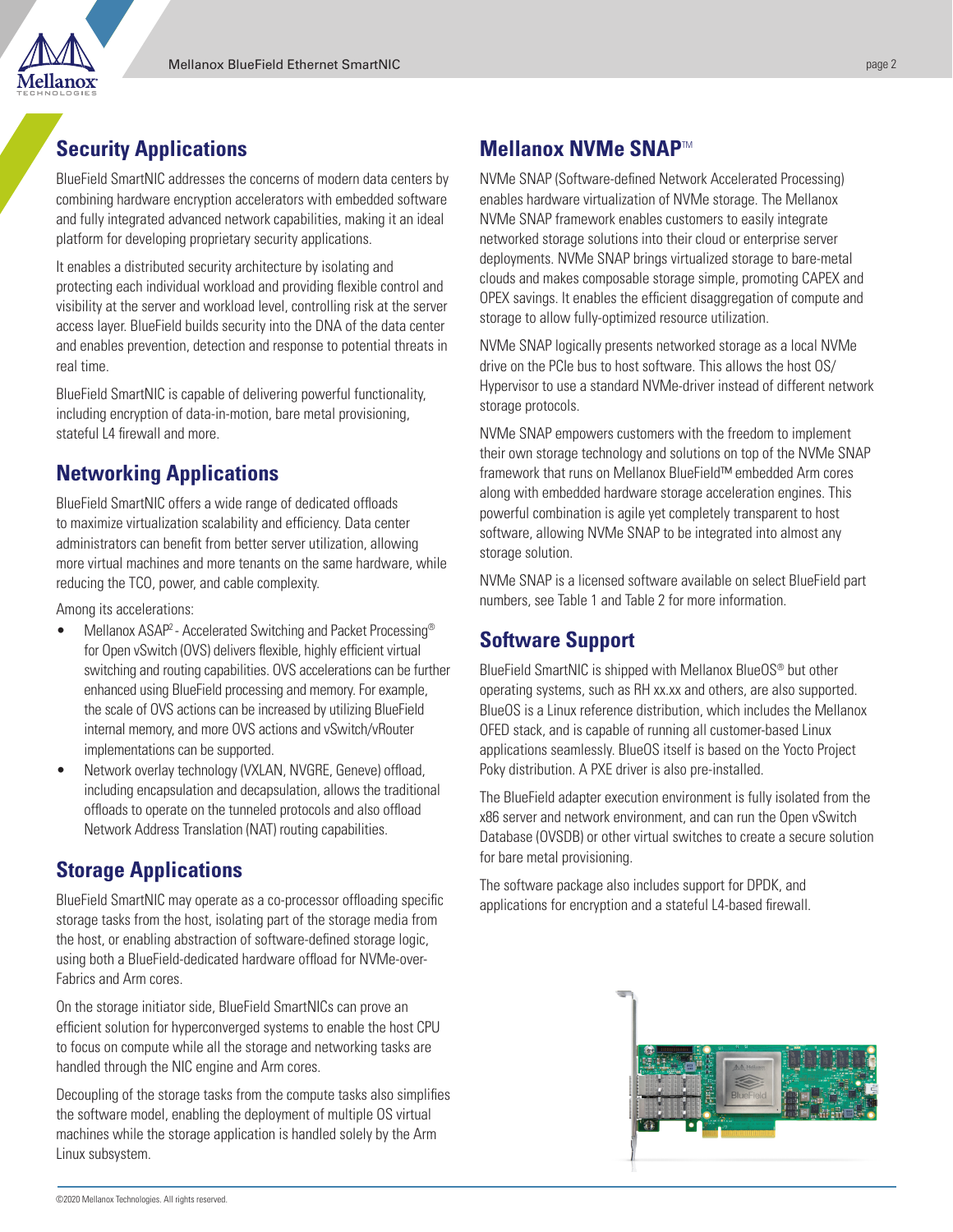## Security Applications

BlueField SmartNIC addresses the concerns of modern data centers by combining hardware encryption accelerators with embedded software and fully integrated advanced network capabilities, making it an ideal platform for developing proprietary security applications.

It enables a distributed security architecture by isolating and protecting each individual workload and providing flexible control and visibility at the server and workload level, controlling risk at the server access layer. BlueField builds security into the DNA of the data center and enables prevention, detection and response to potential threats in real time.

BlueField SmartNIC is capable of delivering powerful functionality, including encryption of data-in-motion, bare metal provisioning, stateful L4 firewall and more.

## Networking Applications

BlueField SmartNIC offers a wide range of dedicated offloads to maximize virtualization scalability and efficiency. Data center administrators can benefit from better server utilization, allowing more virtual machines and more tenants on the same hardware, while reducing the TCO, power, and cable complexity.

Among its accelerations:

- Mellanox ASAP² - Accelerated Switching and Packet Processing® for Open vSwitch (OVS) delivers flexible, highly efficient virtual switching and routing capabilities. OVS accelerations can be further enhanced using BlueField processing and memory. For example, the scale of OVS actions can be increased by utilizing BlueField internal memory, and more OVS actions and vSwitch/vRouter implementations can be supported.
- Network overlay technology (VXLAN, NVGRE, Geneve) offload, including encapsulation and decapsulation, allows the traditional offloads to operate on the tunneled protocols and also offload Network Address Translation (NAT) routing capabilities.

## Storage Applications

BlueField SmartNIC may operate as a co-processor offloading specific storage tasks from the host, isolating part of the storage media from the host, or enabling abstraction of software-defined storage logic, using both a BlueField-dedicated hardware offload for NVMe-over-Fabrics and Arm cores.

On the storage initiator side, BlueField SmartNICs can prove an efficient solution for hyperconverged systems to enable the host CPU to focus on compute while all the storage and networking tasks are handled through the NIC engine and Arm cores.

Decoupling of the storage tasks from the compute tasks also simplifies the software model, enabling the deployment of multiple OS virtual machines while the storage application is handled solely by the Arm Linux subsystem.

## Mellanox NVMe SNAP™

NVMe SNAP (Software-defined Network Accelerated Processing) enables hardware virtualization of NVMe storage. The Mellanox NVMe SNAP framework enables customers to easily integrate networked storage solutions into their cloud or enterprise server deployments. NVMe SNAP brings virtualized storage to bare-metal clouds and makes composable storage simple, promoting CAPEX and OPEX savings. It enables the efficient disaggregation of compute and storage to allow fully-optimized resource utilization.

NVMe SNAP logically presents networked storage as a local NVMe drive on the PCIe bus to host software. This allows the host OS/Hypervisor to use a standard NVMe-driver instead of different network storage protocols.

NVMe SNAP empowers customers with the freedom to implement their own storage technology and solutions on top of the NVMe SNAP framework that runs on Mellanox BlueField™ embedded Arm cores along with embedded hardware storage acceleration engines. This powerful combination is agile yet completely transparent to host software, allowing NVMe SNAP to be integrated into almost any storage solution.

NVMe SNAP is a licensed software available on select BlueField part numbers, see Table 1 and Table 2 for more information.

## Software Support

BlueField SmartNIC is shipped with Mellanox BlueOS® but other operating systems, such as RH xx.xx and others, are also supported. BlueOS is a Linux reference distribution, which includes the Mellanox OFED stack, and is capable of running all customer-based Linux applications seamlessly. BlueOS itself is based on the Yocto Project Poky distribution. A PXE driver is also pre-installed.

The BlueField adapter execution environment is fully isolated from the x86 server and network environment, and can run the Open vSwitch Database (OVSDB) or other virtual switches to create a secure solution for bare metal provisioning.

The software package also includes support for DPDK, and applications for encryption and a stateful L4-based firewall.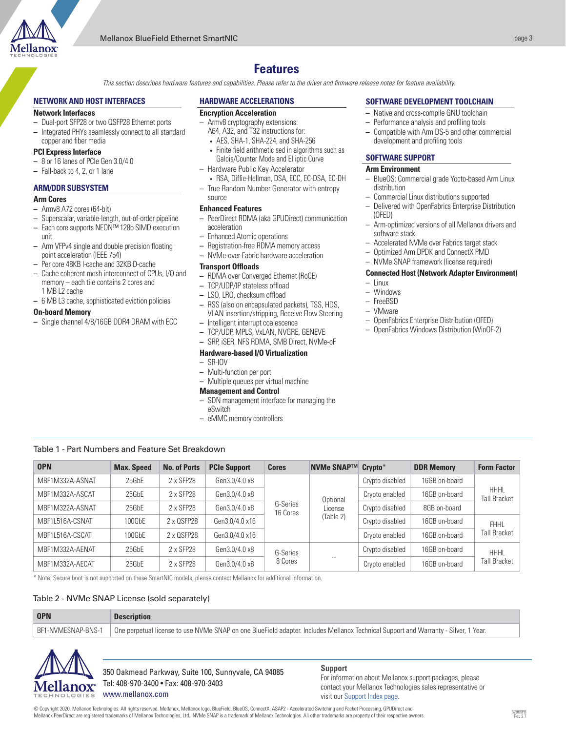# Features

*This section describes hardware features and capabilities. Please refer to the driver and firmware release notes for feature availability.*

## NETWORK AND HOST INTERFACES

### Network Interfaces

- Dual-port SFP28 or two QSFP28 Ethernet ports
- Integrated PHYs seamlessly connect to all standard copper and fiber media

### PCI Express Interface

- 8 or 16 lanes of PCIe Gen 3.0/4.0
- Fall-back to 4, 2, or 1 lane

## ARM/DDR SUBSYSTEM

### Arm Cores

- Armv8 A72 cores (64-bit)
- Superscalar, variable-length, out-of-order pipeline
- Each core supports NEON™ 128b SIMD execution unit
- Arm VFPv4 single and double precision floating point acceleration (IEEE 754)
- Per core 48KB I-cache and 32KB D-cache
- Cache coherent mesh interconnect of CPUs, I/O and memory – each tile contains 2 cores and 1 MB L2 cache
- 6 MB L3 cache, sophisticated eviction policies

### On-board Memory

- Single channel 4/8/16GB DDR4 DRAM with ECC

## HARDWARE ACCELERATIONS

### Encryption Acceleration

- Armv8 cryptography extensions: A64, A32, and T32 instructions for:
  - AES, SHA-1, SHA-224, and SHA-256
  - Finite field arithmetic sed in algorithms such as Galois/Counter Mode and Elliptic Curve
- Hardware Public Key Accelerator
  - RSA, Diffie-Hellman, DSA, ECC, EC-DSA, EC-DH
- True Random Number Generator with entropy source

### Enhanced Features

- PeerDirect RDMA (aka GPUDirect) communication acceleration
- Enhanced Atomic operations
- Registration-free RDMA memory access
- NVMe-over-Fabric hardware acceleration

### Transport Offloads

- RDMA over Converged Ethernet (RoCE)
- TCP/UDP/IP stateless offload
- LSO, LRO, checksum offload
- RSS (also on encapsulated packets), TSS, HDS, VLAN insertion/stripping, Receive Flow Steering
- Intelligent interrupt coalescence
- TCP/UDP, MPLS, VxLAN, NVGRE, GENEVE
- SRP, iSER, NFS RDMA, SMB Direct, NVMe-oF

### Hardware-based I/O Virtualization

- SR-IOV
- Multi-function per port
- Multiple queues per virtual machine

### Management and Control

- SDN management interface for managing the eSwitch
- eMMC memory controllers

## SOFTWARE DEVELOPMENT TOOLCHAIN

- Native and cross-compile GNU toolchain
- Performance analysis and profiling tools
- Compatible with Arm DS-5 and other commercial development and profiling tools

## SOFTWARE SUPPORT

### Arm Environment

- BlueOS: Commercial grade Yocto-based Arm Linux distribution
- Commercial Linux distributions supported
- Delivered with OpenFabrics Enterprise Distribution (OFED)
- Arm-optimized versions of all Mellanox drivers and software stack
- Accelerated NVMe over Fabrics target stack
- Optimized Arm DPDK and ConnectX PMD
- NVMe SNAP framework (license required)

### Connected Host (Network Adapter Environment)

- Linux
- Windows
- FreeBSD
- VMware
- OpenFabrics Enterprise Distribution (OFED)
- OpenFabrics Windows Distribution (WinOF-2)

Table 1 - Part Numbers and Feature Set Breakdown

| OPN | Max. Speed | No. of Ports | PCIe Support | Cores | NVMe SNAP™ | Crypto* | DDR Memory | Form Factor |
|---|---|---|---|---|---|---|---|---|
| MBF1M332A-ASNAT | 25GbE | 2 x SFP28 | Gen3.0/4.0 x8 | G-Series 16 Cores | Optional License (Table 2) | Crypto disabled | 16GB on-board | HHHL Tall Bracket |
| MBF1M332A-ASCAT | 25GbE | 2 x SFP28 | Gen3.0/4.0 x8 | | | Crypto enabled | 16GB on-board | |
| MBF1M322A-ASNAT | 25GbE | 2 x SFP28 | Gen3.0/4.0 x8 | | | Crypto disabled | 8GB on-board | |
| MBF1L516A-CSNAT | 100GbE | 2 x QSFP28 | Gen3.0/4.0 x16 | | | Crypto disabled | 16GB on-board | FHHL Tall Bracket |
| MBF1L516A-CSCAT | 100GbE | 2 x QSFP28 | Gen3.0/4.0 x16 | | | Crypto enabled | 16GB on-board | |
| MBF1M332A-AENAT | 25GbE | 2 x SFP28 | Gen3.0/4.0 x8 | G-Series 8 Cores | -- | Crypto disabled | 16GB on-board | HHHL Tall Bracket |
| MBF1M332A-AECAT | 25GbE | 2 x SFP28 | Gen3.0/4.0 x8 | | | Crypto enabled | 16GB on-board | |

* Note: Secure boot is not supported on these SmartNIC models, please contact Mellanox for additional information.

Table 2 - NVMe SNAP License (sold separately)

| OPN | Description |
|---|---|
| BF1-NVMESNAP-BNS-1 | One perpetual license to use NVMe SNAP on one BlueField adapter. Includes Mellanox Technical Support and Warranty - Silver, 1 Year. |

350 Oakmead Parkway, Suite 100, Sunnyvale, CA 94085
Tel: 408-970-3400 • Fax: 408-970-3403
www.mellanox.com

**Support**
For information about Mellanox support packages, please contact your Mellanox Technologies sales representative or visit our Support Index page.

© Copyright 2020. Mellanox Technologies. All rights reserved. Mellanox, Mellanox logo, BlueField, BlueOS, ConnectX, ASAP2 - Accelerated Switching and Packet Processing, GPUDirect and Mellanox PeerDirect are registered trademarks of Mellanox Technologies, Ltd. NVMe SNAP is a trademark of Mellanox Technologies. All other trademarks are property of their respective owners.

52969PB Rev 2.7